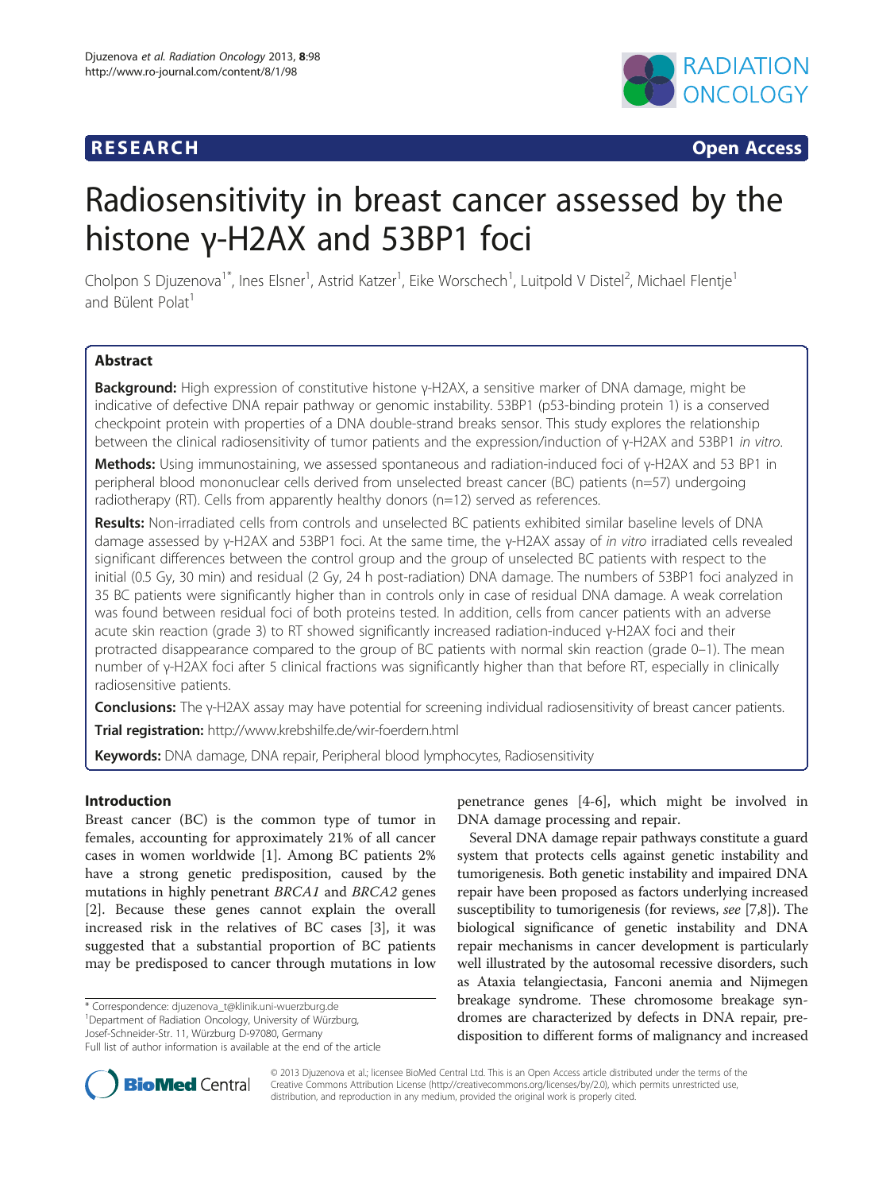RESEARCH Open Access

# Radiosensitivity in breast cancer assessed by the histone γ-H2AX and 53BP1 foci

Cholpon S Djuzenova[1*], Ines Elsner[1], Astrid Katzer[1], Eike Worschech[1], Luitpold V Distel[2], Michael Flentje[1] and Bülent Polat[1]

## Abstract

**Background:** High expression of constitutive histone γ-H2AX, a sensitive marker of DNA damage, might be indicative of defective DNA repair pathway or genomic instability. 53BP1 (p53-binding protein 1) is a conserved checkpoint protein with properties of a DNA double-strand breaks sensor. This study explores the relationship between the clinical radiosensitivity of tumor patients and the expression/induction of γ-H2AX and 53BP1 *in vitro*.

**Methods:** Using immunostaining, we assessed spontaneous and radiation-induced foci of γ-H2AX and 53 BP1 in peripheral blood mononuclear cells derived from unselected breast cancer (BC) patients (n=57) undergoing radiotherapy (RT). Cells from apparently healthy donors (n=12) served as references.

**Results:** Non-irradiated cells from controls and unselected BC patients exhibited similar baseline levels of DNA damage assessed by γ-H2AX and 53BP1 foci. At the same time, the γ-H2AX assay of *in vitro* irradiated cells revealed significant differences between the control group and the group of unselected BC patients with respect to the initial (0.5 Gy, 30 min) and residual (2 Gy, 24 h post-radiation) DNA damage. The numbers of 53BP1 foci analyzed in 35 BC patients were significantly higher than in controls only in case of residual DNA damage. A weak correlation was found between residual foci of both proteins tested. In addition, cells from cancer patients with an adverse acute skin reaction (grade 3) to RT showed significantly increased radiation-induced γ-H2AX foci and their protracted disappearance compared to the group of BC patients with normal skin reaction (grade 0–1). The mean number of γ-H2AX foci after 5 clinical fractions was significantly higher than that before RT, especially in clinically radiosensitive patients.

**Conclusions:** The γ-H2AX assay may have potential for screening individual radiosensitivity of breast cancer patients.

**Trial registration:** http://www.krebshilfe.de/wir-foerdern.html

**Keywords:** DNA damage, DNA repair, Peripheral blood lymphocytes, Radiosensitivity

## Introduction

Breast cancer (BC) is the common type of tumor in females, accounting for approximately 21% of all cancer cases in women worldwide [1]. Among BC patients 2% have a strong genetic predisposition, caused by the mutations in highly penetrant *BRCA1* and *BRCA2* genes [2]. Because these genes cannot explain the overall increased risk in the relatives of BC cases [3], it was suggested that a substantial proportion of BC patients may be predisposed to cancer through mutations in low penetrance genes [4-6], which might be involved in DNA damage processing and repair.

Several DNA damage repair pathways constitute a guard system that protects cells against genetic instability and tumorigenesis. Both genetic instability and impaired DNA repair have been proposed as factors underlying increased susceptibility to tumorigenesis (for reviews, *see* [7,8]). The biological significance of genetic instability and DNA repair mechanisms in cancer development is particularly well illustrated by the autosomal recessive disorders, such as Ataxia telangiectasia, Fanconi anemia and Nijmegen breakage syndrome. These chromosome breakage syndromes are characterized by defects in DNA repair, predisposition to different forms of malignancy and increased

\* Correspondence: djuzenova_t@klinik.uni-wuerzburg.de
[1]Department of Radiation Oncology, University of Würzburg, Josef-Schneider-Str. 11, Würzburg D-97080, Germany
Full list of author information is available at the end of the article

© 2013 Djuzenova et al.; licensee BioMed Central Ltd. This is an Open Access article distributed under the terms of the Creative Commons Attribution License (http://creativecommons.org/licenses/by/2.0), which permits unrestricted use, distribution, and reproduction in any medium, provided the original work is properly cited.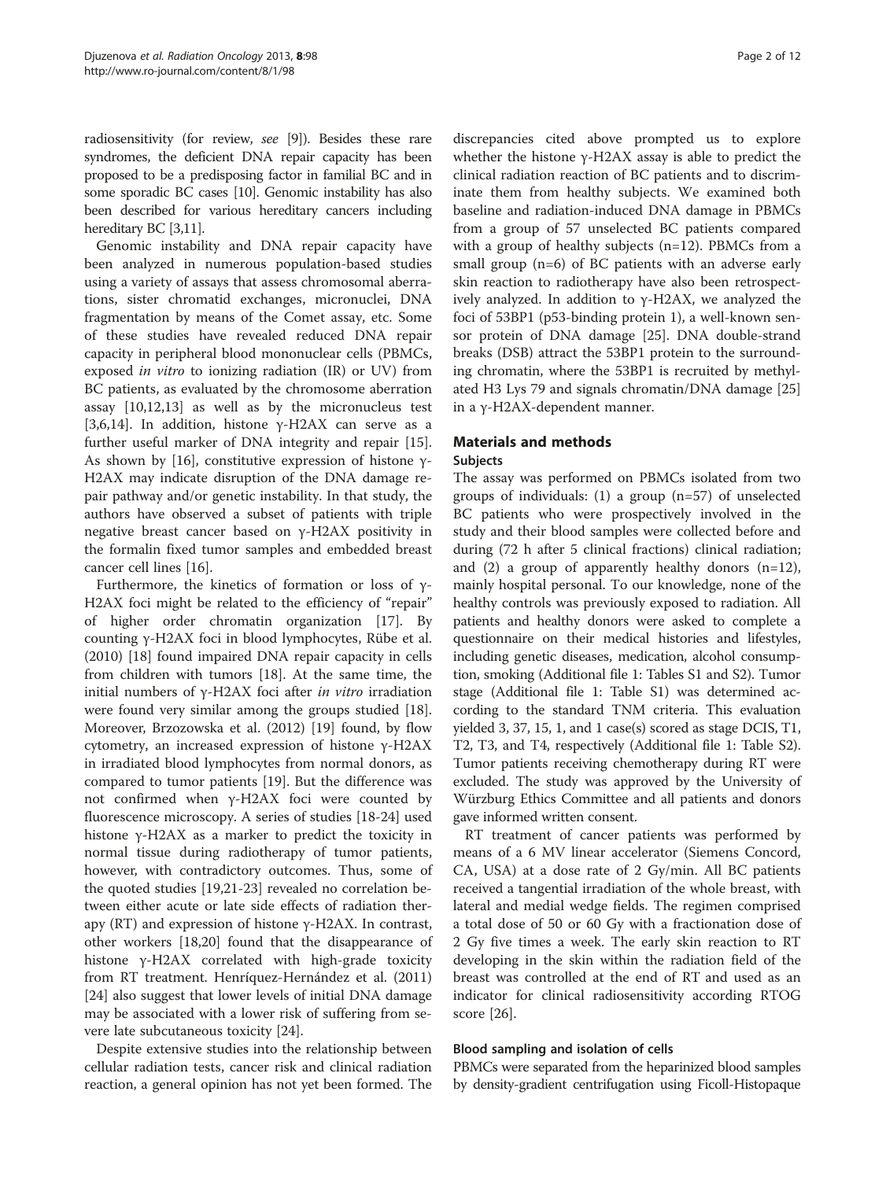radiosensitivity (for review, *see* [9]). Besides these rare syndromes, the deficient DNA repair capacity has been proposed to be a predisposing factor in familial BC and in some sporadic BC cases [10]. Genomic instability has also been described for various hereditary cancers including hereditary BC [3,11].

Genomic instability and DNA repair capacity have been analyzed in numerous population-based studies using a variety of assays that assess chromosomal aberrations, sister chromatid exchanges, micronuclei, DNA fragmentation by means of the Comet assay, etc. Some of these studies have revealed reduced DNA repair capacity in peripheral blood mononuclear cells (PBMCs, exposed *in vitro* to ionizing radiation (IR) or UV) from BC patients, as evaluated by the chromosome aberration assay [10,12,13] as well as by the micronucleus test [3,6,14]. In addition, histone γ-H2AX can serve as a further useful marker of DNA integrity and repair [15]. As shown by [16], constitutive expression of histone γ-H2AX may indicate disruption of the DNA damage repair pathway and/or genetic instability. In that study, the authors have observed a subset of patients with triple negative breast cancer based on γ-H2AX positivity in the formalin fixed tumor samples and embedded breast cancer cell lines [16].

Furthermore, the kinetics of formation or loss of γ-H2AX foci might be related to the efficiency of "repair" of higher order chromatin organization [17]. By counting γ-H2AX foci in blood lymphocytes, Rübe et al. (2010) [18] found impaired DNA repair capacity in cells from children with tumors [18]. At the same time, the initial numbers of γ-H2AX foci after *in vitro* irradiation were found very similar among the groups studied [18]. Moreover, Brzozowska et al. (2012) [19] found, by flow cytometry, an increased expression of histone γ-H2AX in irradiated blood lymphocytes from normal donors, as compared to tumor patients [19]. But the difference was not confirmed when γ-H2AX foci were counted by fluorescence microscopy. A series of studies [18-24] used histone γ-H2AX as a marker to predict the toxicity in normal tissue during radiotherapy of tumor patients, however, with contradictory outcomes. Thus, some of the quoted studies [19,21-23] revealed no correlation between either acute or late side effects of radiation therapy (RT) and expression of histone γ-H2AX. In contrast, other workers [18,20] found that the disappearance of histone γ-H2AX correlated with high-grade toxicity from RT treatment. Henríquez-Hernández et al. (2011) [24] also suggest that lower levels of initial DNA damage may be associated with a lower risk of suffering from severe late subcutaneous toxicity [24].

Despite extensive studies into the relationship between cellular radiation tests, cancer risk and clinical radiation reaction, a general opinion has not yet been formed. The discrepancies cited above prompted us to explore whether the histone γ-H2AX assay is able to predict the clinical radiation reaction of BC patients and to discriminate them from healthy subjects. We examined both baseline and radiation-induced DNA damage in PBMCs from a group of 57 unselected BC patients compared with a group of healthy subjects (n=12). PBMCs from a small group (n=6) of BC patients with an adverse early skin reaction to radiotherapy have also been retrospectively analyzed. In addition to γ-H2AX, we analyzed the foci of 53BP1 (p53-binding protein 1), a well-known sensor protein of DNA damage [25]. DNA double-strand breaks (DSB) attract the 53BP1 protein to the surrounding chromatin, where the 53BP1 is recruited by methylated H3 Lys 79 and signals chromatin/DNA damage [25] in a γ-H2AX-dependent manner.

## Materials and methods

### Subjects

The assay was performed on PBMCs isolated from two groups of individuals: (1) a group (n=57) of unselected BC patients who were prospectively involved in the study and their blood samples were collected before and during (72 h after 5 clinical fractions) clinical radiation; and (2) a group of apparently healthy donors (n=12), mainly hospital personal. To our knowledge, none of the healthy controls was previously exposed to radiation. All patients and healthy donors were asked to complete a questionnaire on their medical histories and lifestyles, including genetic diseases, medication, alcohol consumption, smoking (Additional file 1: Tables S1 and S2). Tumor stage (Additional file 1: Table S1) was determined according to the standard TNM criteria. This evaluation yielded 3, 37, 15, 1, and 1 case(s) scored as stage DCIS, T1, T2, T3, and T4, respectively (Additional file 1: Table S2). Tumor patients receiving chemotherapy during RT were excluded. The study was approved by the University of Würzburg Ethics Committee and all patients and donors gave informed written consent.

RT treatment of cancer patients was performed by means of a 6 MV linear accelerator (Siemens Concord, CA, USA) at a dose rate of 2 Gy/min. All BC patients received a tangential irradiation of the whole breast, with lateral and medial wedge fields. The regimen comprised a total dose of 50 or 60 Gy with a fractionation dose of 2 Gy five times a week. The early skin reaction to RT developing in the skin within the radiation field of the breast was controlled at the end of RT and used as an indicator for clinical radiosensitivity according RTOG score [26].

### Blood sampling and isolation of cells

PBMCs were separated from the heparinized blood samples by density-gradient centrifugation using Ficoll-Histopaque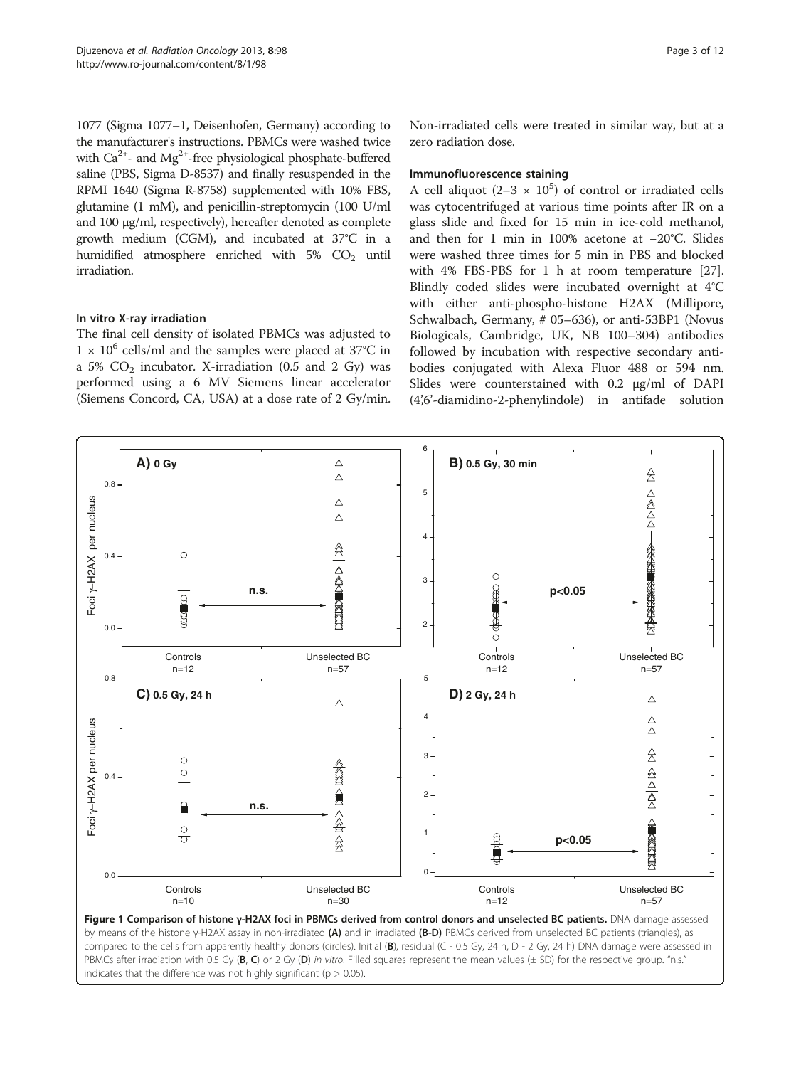1077 (Sigma 1077–1, Deisenhofen, Germany) according to the manufacturer's instructions. PBMCs were washed twice with $Ca^{2+}$- and $Mg^{2+}$-free physiological phosphate-buffered saline (PBS, Sigma D-8537) and finally resuspended in the RPMI 1640 (Sigma R-8758) supplemented with 10% FBS, glutamine (1 mM), and penicillin-streptomycin (100 U/ml and 100 μg/ml, respectively), hereafter denoted as complete growth medium (CGM), and incubated at 37°C in a humidified atmosphere enriched with 5% $CO_2$ until irradiation.

#### In vitro X-ray irradiation

The final cell density of isolated PBMCs was adjusted to $1 \times 10^6$ cells/ml and the samples were placed at 37°C in a 5% $CO_2$ incubator. X-irradiation (0.5 and 2 Gy) was performed using a 6 MV Siemens linear accelerator (Siemens Concord, CA, USA) at a dose rate of 2 Gy/min. Non-irradiated cells were treated in similar way, but at a zero radiation dose.

#### Immunofluorescence staining

A cell aliquot ($2–3 \times 10^5$) of control or irradiated cells was cytocentrifuged at various time points after IR on a glass slide and fixed for 15 min in ice-cold methanol, and then for 1 min in 100% acetone at −20°C. Slides were washed three times for 5 min in PBS and blocked with 4% FBS-PBS for 1 h at room temperature [27]. Blindly coded slides were incubated overnight at 4°C with either anti-phospho-histone H2AX (Millipore, Schwalbach, Germany, # 05–636), or anti-53BP1 (Novus Biologicals, Cambridge, UK, NB 100–304) antibodies followed by incubation with respective secondary antibodies conjugated with Alexa Fluor 488 or 594 nm. Slides were counterstained with 0.2 μg/ml of DAPI (4',6'-diamidino-2-phenylindole) in antifade solution

**Figure 1 Comparison of histone γ-H2AX foci in PBMCs derived from control donors and unselected BC patients.** DNA damage assessed by means of the histone γ-H2AX assay in non-irradiated **(A)** and in irradiated **(B-D)** PBMCs derived from unselected BC patients (triangles), as compared to the cells from apparently healthy donors (circles). Initial (**B**), residual (C - 0.5 Gy, 24 h, D - 2 Gy, 24 h) DNA damage were assessed in PBMCs after irradiation with 0.5 Gy (**B**, **C**) or 2 Gy (**D**) *in vitro*. Filled squares represent the mean values (± SD) for the respective group. "n.s." indicates that the difference was not highly significant ($p > 0.05$).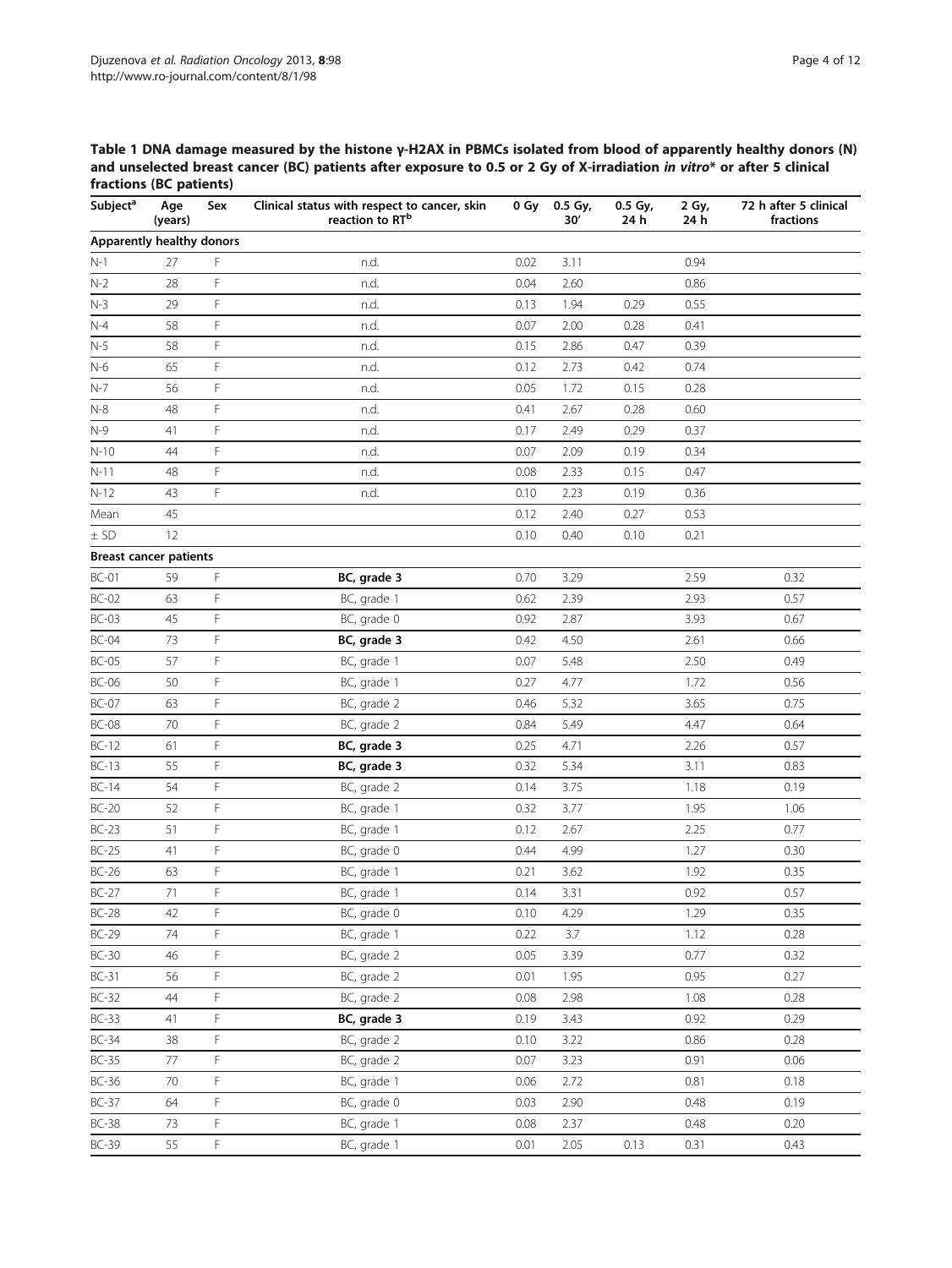**Table 1 DNA damage measured by the histone γ-H2AX in PBMCs isolated from blood of apparently healthy donors (N) and unselected breast cancer (BC) patients after exposure to 0.5 or 2 Gy of X-irradiation *in vitro*\* or after 5 clinical fractions (BC patients)**

| Subject[a] | Age (years) | Sex | Clinical status with respect to cancer, skin reaction to RT[b] | 0 Gy | 0.5 Gy, 30′ | 0.5 Gy, 24 h | 2 Gy, 24 h | 72 h after 5 clinical fractions |
|---|---|---|---|---|---|---|---|---|
| **Apparently healthy donors** | | | | | | | | |
| N-1 | 27 | F | n.d. | 0.02 | 3.11 | | 0.94 | |
| N-2 | 28 | F | n.d. | 0.04 | 2.60 | | 0.86 | |
| N-3 | 29 | F | n.d. | 0.13 | 1.94 | 0.29 | 0.55 | |
| N-4 | 58 | F | n.d. | 0.07 | 2.00 | 0.28 | 0.41 | |
| N-5 | 58 | F | n.d. | 0.15 | 2.86 | 0.47 | 0.39 | |
| N-6 | 65 | F | n.d. | 0.12 | 2.73 | 0.42 | 0.74 | |
| N-7 | 56 | F | n.d. | 0.05 | 1.72 | 0.15 | 0.28 | |
| N-8 | 48 | F | n.d. | 0.41 | 2.67 | 0.28 | 0.60 | |
| N-9 | 41 | F | n.d. | 0.17 | 2.49 | 0.29 | 0.37 | |
| N-10 | 44 | F | n.d. | 0.07 | 2.09 | 0.19 | 0.34 | |
| N-11 | 48 | F | n.d. | 0.08 | 2.33 | 0.15 | 0.47 | |
| N-12 | 43 | F | n.d. | 0.10 | 2.23 | 0.19 | 0.36 | |
| Mean | 45 | | | 0.12 | 2.40 | 0.27 | 0.53 | |
| ± SD | 12 | | | 0.10 | 0.40 | 0.10 | 0.21 | |
| **Breast cancer patients** | | | | | | | | |
| BC-01 | 59 | F | **BC, grade 3** | 0.70 | 3.29 | | 2.59 | 0.32 |
| BC-02 | 63 | F | BC, grade 1 | 0.62 | 2.39 | | 2.93 | 0.57 |
| BC-03 | 45 | F | BC, grade 0 | 0.92 | 2.87 | | 3.93 | 0.67 |
| BC-04 | 73 | F | **BC, grade 3** | 0.42 | 4.50 | | 2.61 | 0.66 |
| BC-05 | 57 | F | BC, grade 1 | 0.07 | 5.48 | | 2.50 | 0.49 |
| BC-06 | 50 | F | BC, grade 1 | 0.27 | 4.77 | | 1.72 | 0.56 |
| BC-07 | 63 | F | BC, grade 2 | 0.46 | 5.32 | | 3.65 | 0.75 |
| BC-08 | 70 | F | BC, grade 2 | 0.84 | 5.49 | | 4.47 | 0.64 |
| BC-12 | 61 | F | **BC, grade 3** | 0.25 | 4.71 | | 2.26 | 0.57 |
| BC-13 | 55 | F | **BC, grade 3** | 0.32 | 5.34 | | 3.11 | 0.83 |
| BC-14 | 54 | F | BC, grade 2 | 0.14 | 3.75 | | 1.18 | 0.19 |
| BC-20 | 52 | F | BC, grade 1 | 0.32 | 3.77 | | 1.95 | 1.06 |
| BC-23 | 51 | F | BC, grade 1 | 0.12 | 2.67 | | 2.25 | 0.77 |
| BC-25 | 41 | F | BC, grade 0 | 0.44 | 4.99 | | 1.27 | 0.30 |
| BC-26 | 63 | F | BC, grade 1 | 0.21 | 3.62 | | 1.92 | 0.35 |
| BC-27 | 71 | F | BC, grade 1 | 0.14 | 3.31 | | 0.92 | 0.57 |
| BC-28 | 42 | F | BC, grade 0 | 0.10 | 4.29 | | 1.29 | 0.35 |
| BC-29 | 74 | F | BC, grade 1 | 0.22 | 3.7 | | 1.12 | 0.28 |
| BC-30 | 46 | F | BC, grade 2 | 0.05 | 3.39 | | 0.77 | 0.32 |
| BC-31 | 56 | F | BC, grade 2 | 0.01 | 1.95 | | 0.95 | 0.27 |
| BC-32 | 44 | F | BC, grade 2 | 0.08 | 2.98 | | 1.08 | 0.28 |
| BC-33 | 41 | F | **BC, grade 3** | 0.19 | 3.43 | | 0.92 | 0.29 |
| BC-34 | 38 | F | BC, grade 2 | 0.10 | 3.22 | | 0.86 | 0.28 |
| BC-35 | 77 | F | BC, grade 2 | 0.07 | 3.23 | | 0.91 | 0.06 |
| BC-36 | 70 | F | BC, grade 1 | 0.06 | 2.72 | | 0.81 | 0.18 |
| BC-37 | 64 | F | BC, grade 0 | 0.03 | 2.90 | | 0.48 | 0.19 |
| BC-38 | 73 | F | BC, grade 1 | 0.08 | 2.37 | | 0.48 | 0.20 |
| BC-39 | 55 | F | BC, grade 1 | 0.01 | 2.05 | 0.13 | 0.31 | 0.43 |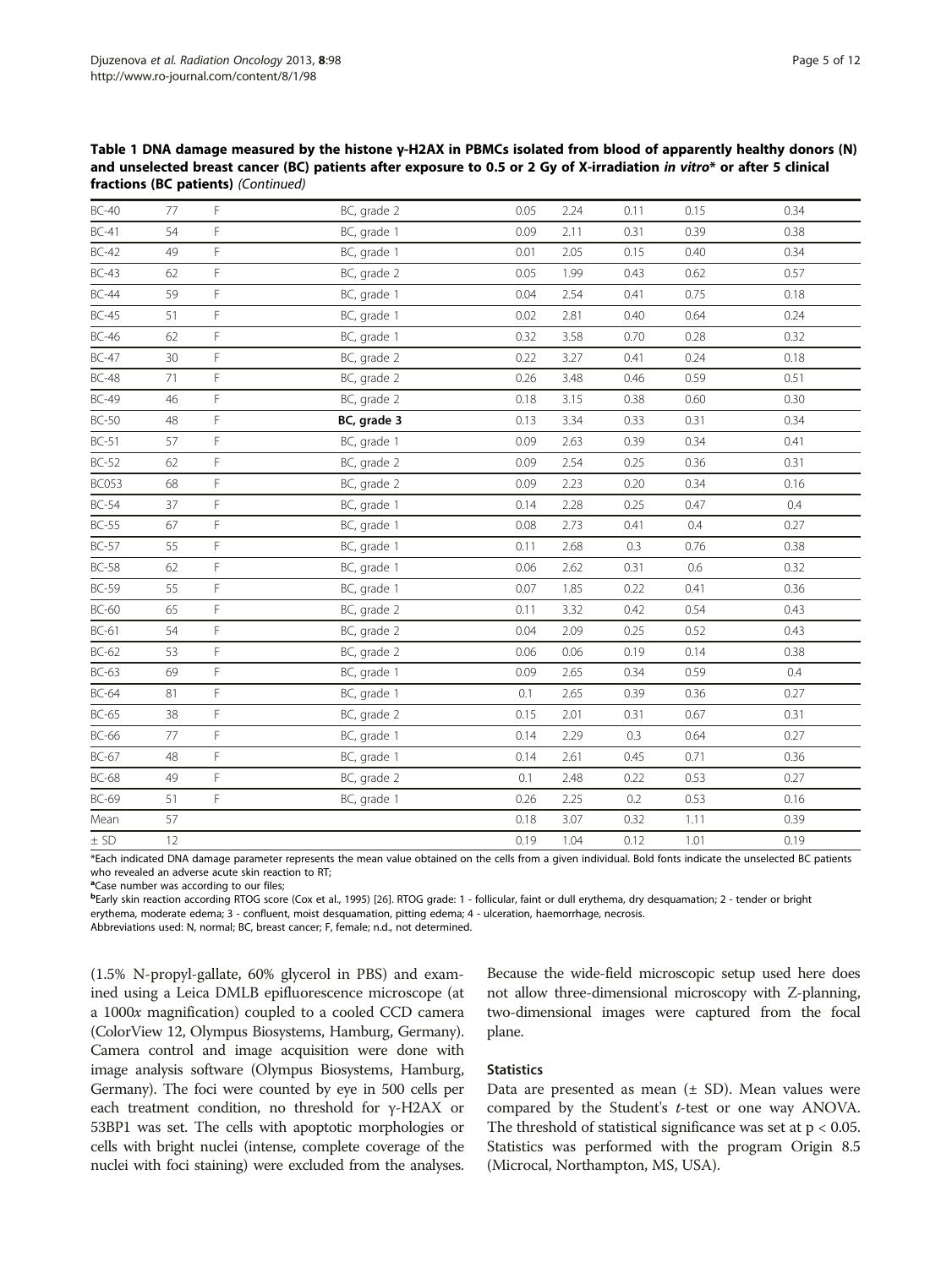**Table 1 DNA damage measured by the histone γ-H2AX in PBMCs isolated from blood of apparently healthy donors (N) and unselected breast cancer (BC) patients after exposure to 0.5 or 2 Gy of X-irradiation *in vitro*\* or after 5 clinical fractions (BC patients)** *(Continued)*

| | | | | | | | | |
|---|---|---|---|---|---|---|---|---|
| BC-40 | 77 | F | BC, grade 2 | 0.05 | 2.24 | 0.11 | 0.15 | 0.34 |
| BC-41 | 54 | F | BC, grade 1 | 0.09 | 2.11 | 0.31 | 0.39 | 0.38 |
| BC-42 | 49 | F | BC, grade 1 | 0.01 | 2.05 | 0.15 | 0.40 | 0.34 |
| BC-43 | 62 | F | BC, grade 2 | 0.05 | 1.99 | 0.43 | 0.62 | 0.57 |
| BC-44 | 59 | F | BC, grade 1 | 0.04 | 2.54 | 0.41 | 0.75 | 0.18 |
| BC-45 | 51 | F | BC, grade 1 | 0.02 | 2.81 | 0.40 | 0.64 | 0.24 |
| BC-46 | 62 | F | BC, grade 1 | 0.32 | 3.58 | 0.70 | 0.28 | 0.32 |
| BC-47 | 30 | F | BC, grade 2 | 0.22 | 3.27 | 0.41 | 0.24 | 0.18 |
| BC-48 | 71 | F | BC, grade 2 | 0.26 | 3.48 | 0.46 | 0.59 | 0.51 |
| BC-49 | 46 | F | BC, grade 2 | 0.18 | 3.15 | 0.38 | 0.60 | 0.30 |
| BC-50 | 48 | F | **BC, grade 3** | 0.13 | 3.34 | 0.33 | 0.31 | 0.34 |
| BC-51 | 57 | F | BC, grade 1 | 0.09 | 2.63 | 0.39 | 0.34 | 0.41 |
| BC-52 | 62 | F | BC, grade 2 | 0.09 | 2.54 | 0.25 | 0.36 | 0.31 |
| BC053 | 68 | F | BC, grade 2 | 0.09 | 2.23 | 0.20 | 0.34 | 0.16 |
| BC-54 | 37 | F | BC, grade 1 | 0.14 | 2.28 | 0.25 | 0.47 | 0.4 |
| BC-55 | 67 | F | BC, grade 1 | 0.08 | 2.73 | 0.41 | 0.4 | 0.27 |
| BC-57 | 55 | F | BC, grade 1 | 0.11 | 2.68 | 0.3 | 0.76 | 0.38 |
| BC-58 | 62 | F | BC, grade 1 | 0.06 | 2.62 | 0.31 | 0.6 | 0.32 |
| BC-59 | 55 | F | BC, grade 1 | 0.07 | 1.85 | 0.22 | 0.41 | 0.36 |
| BC-60 | 65 | F | BC, grade 2 | 0.11 | 3.32 | 0.42 | 0.54 | 0.43 |
| BC-61 | 54 | F | BC, grade 2 | 0.04 | 2.09 | 0.25 | 0.52 | 0.43 |
| BC-62 | 53 | F | BC, grade 2 | 0.06 | 0.06 | 0.19 | 0.14 | 0.38 |
| BC-63 | 69 | F | BC, grade 1 | 0.09 | 2.65 | 0.34 | 0.59 | 0.4 |
| BC-64 | 81 | F | BC, grade 1 | 0.1 | 2.65 | 0.39 | 0.36 | 0.27 |
| BC-65 | 38 | F | BC, grade 2 | 0.15 | 2.01 | 0.31 | 0.67 | 0.31 |
| BC-66 | 77 | F | BC, grade 1 | 0.14 | 2.29 | 0.3 | 0.64 | 0.27 |
| BC-67 | 48 | F | BC, grade 1 | 0.14 | 2.61 | 0.45 | 0.71 | 0.36 |
| BC-68 | 49 | F | BC, grade 2 | 0.1 | 2.48 | 0.22 | 0.53 | 0.27 |
| BC-69 | 51 | F | BC, grade 1 | 0.26 | 2.25 | 0.2 | 0.53 | 0.16 |
| Mean | 57 | | | 0.18 | 3.07 | 0.32 | 1.11 | 0.39 |
| ± SD | 12 | | | 0.19 | 1.04 | 0.12 | 1.01 | 0.19 |

\*Each indicated DNA damage parameter represents the mean value obtained on the cells from a given individual. Bold fonts indicate the unselected BC patients who revealed an adverse acute skin reaction to RT;
[a]Case number was according to our files;
[b]Early skin reaction according RTOG score (Cox et al., 1995) [26]. RTOG grade: 1 - follicular, faint or dull erythema, dry desquamation; 2 - tender or bright erythema, moderate edema; 3 - confluent, moist desquamation, pitting edema; 4 - ulceration, haemorrhage, necrosis.
Abbreviations used: N, normal; BC, breast cancer; F, female; n.d., not determined.

(1.5% N-propyl-gallate, 60% glycerol in PBS) and examined using a Leica DMLB epifluorescence microscope (at a 1000*x* magnification) coupled to a cooled CCD camera (ColorView 12, Olympus Biosystems, Hamburg, Germany). Camera control and image acquisition were done with image analysis software (Olympus Biosystems, Hamburg, Germany). The foci were counted by eye in 500 cells per each treatment condition, no threshold for γ-H2AX or 53BP1 was set. The cells with apoptotic morphologies or cells with bright nuclei (intense, complete coverage of the nuclei with foci staining) were excluded from the analyses. Because the wide-field microscopic setup used here does not allow three-dimensional microscopy with Z-planning, two-dimensional images were captured from the focal plane.

### Statistics

Data are presented as mean (± SD). Mean values were compared by the Student's *t*-test or one way ANOVA. The threshold of statistical significance was set at $p < 0.05$. Statistics was performed with the program Origin 8.5 (Microcal, Northampton, MS, USA).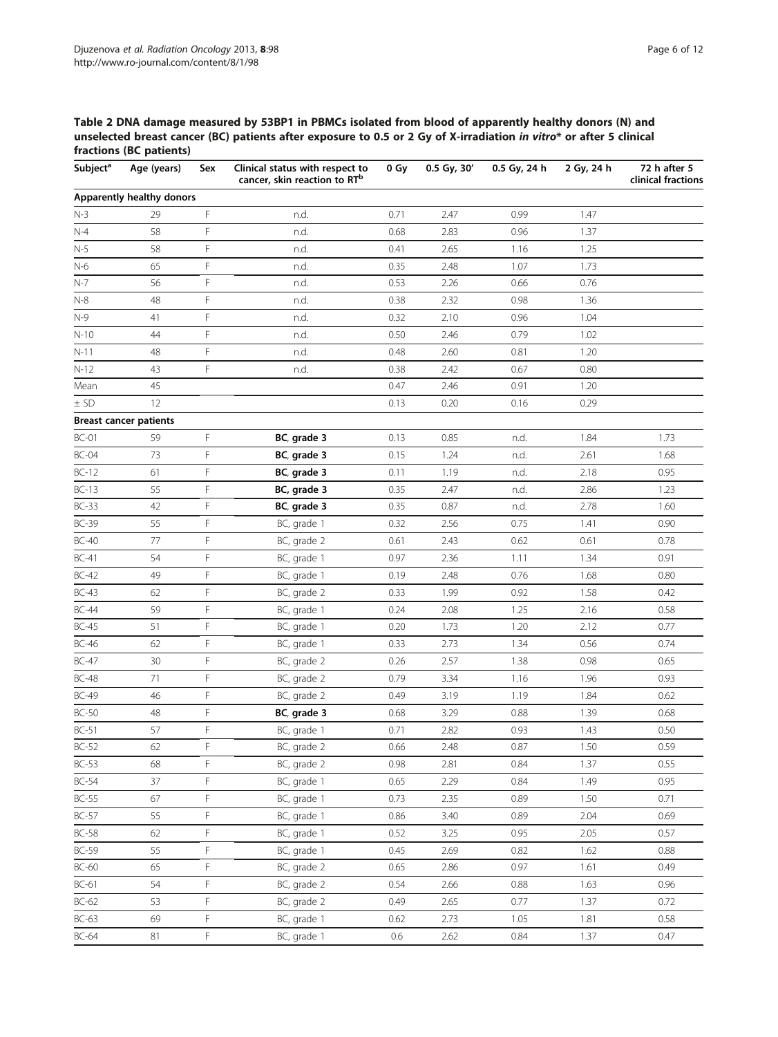**Table 2 DNA damage measured by 53BP1 in PBMCs isolated from blood of apparently healthy donors (N) and unselected breast cancer (BC) patients after exposure to 0.5 or 2 Gy of X-irradiation *in vitro*\* or after 5 clinical fractions (BC patients)**

| Subject[a] | Age (years) | Sex | Clinical status with respect to cancer, skin reaction to RT[b] | 0 Gy | 0.5 Gy, 30′ | 0.5 Gy, 24 h | 2 Gy, 24 h | 72 h after 5 clinical fractions |
|---|---|---|---|---|---|---|---|---|
| **Apparently healthy donors** | | | | | | | | |
| N-3 | 29 | F | n.d. | 0.71 | 2.47 | 0.99 | 1.47 | |
| N-4 | 58 | F | n.d. | 0.68 | 2.83 | 0.96 | 1.37 | |
| N-5 | 58 | F | n.d. | 0.41 | 2.65 | 1.16 | 1.25 | |
| N-6 | 65 | F | n.d. | 0.35 | 2.48 | 1.07 | 1.73 | |
| N-7 | 56 | F | n.d. | 0.53 | 2.26 | 0.66 | 0.76 | |
| N-8 | 48 | F | n.d. | 0.38 | 2.32 | 0.98 | 1.36 | |
| N-9 | 41 | F | n.d. | 0.32 | 2.10 | 0.96 | 1.04 | |
| N-10 | 44 | F | n.d. | 0.50 | 2.46 | 0.79 | 1.02 | |
| N-11 | 48 | F | n.d. | 0.48 | 2.60 | 0.81 | 1.20 | |
| N-12 | 43 | F | n.d. | 0.38 | 2.42 | 0.67 | 0.80 | |
| Mean | 45 | | | 0.47 | 2.46 | 0.91 | 1.20 | |
| ± SD | 12 | | | 0.13 | 0.20 | 0.16 | 0.29 | |
| **Breast cancer patients** | | | | | | | | |
| BC-01 | 59 | F | **BC, grade 3** | 0.13 | 0.85 | n.d. | 1.84 | 1.73 |
| BC-04 | 73 | F | **BC, grade 3** | 0.15 | 1.24 | n.d. | 2.61 | 1.68 |
| BC-12 | 61 | F | **BC, grade 3** | 0.11 | 1.19 | n.d. | 2.18 | 0.95 |
| BC-13 | 55 | F | **BC, grade 3** | 0.35 | 2.47 | n.d. | 2.86 | 1.23 |
| BC-33 | 42 | F | **BC, grade 3** | 0.35 | 0.87 | n.d. | 2.78 | 1.60 |
| BC-39 | 55 | F | BC, grade 1 | 0.32 | 2.56 | 0.75 | 1.41 | 0.90 |
| BC-40 | 77 | F | BC, grade 2 | 0.61 | 2.43 | 0.62 | 0.61 | 0.78 |
| BC-41 | 54 | F | BC, grade 1 | 0.97 | 2.36 | 1.11 | 1.34 | 0.91 |
| BC-42 | 49 | F | BC, grade 1 | 0.19 | 2.48 | 0.76 | 1.68 | 0.80 |
| BC-43 | 62 | F | BC, grade 2 | 0.33 | 1.99 | 0.92 | 1.58 | 0.42 |
| BC-44 | 59 | F | BC, grade 1 | 0.24 | 2.08 | 1.25 | 2.16 | 0.58 |
| BC-45 | 51 | F | BC, grade 1 | 0.20 | 1.73 | 1.20 | 2.12 | 0.77 |
| BC-46 | 62 | F | BC, grade 1 | 0.33 | 2.73 | 1.34 | 0.56 | 0.74 |
| BC-47 | 30 | F | BC, grade 2 | 0.26 | 2.57 | 1.38 | 0.98 | 0.65 |
| BC-48 | 71 | F | BC, grade 2 | 0.79 | 3.34 | 1.16 | 1.96 | 0.93 |
| BC-49 | 46 | F | BC, grade 2 | 0.49 | 3.19 | 1.19 | 1.84 | 0.62 |
| BC-50 | 48 | F | **BC, grade 3** | 0.68 | 3.29 | 0.88 | 1.39 | 0.68 |
| BC-51 | 57 | F | BC, grade 1 | 0.71 | 2.82 | 0.93 | 1.43 | 0.50 |
| BC-52 | 62 | F | BC, grade 2 | 0.66 | 2.48 | 0.87 | 1.50 | 0.59 |
| BC-53 | 68 | F | BC, grade 2 | 0.98 | 2.81 | 0.84 | 1.37 | 0.55 |
| BC-54 | 37 | F | BC, grade 1 | 0.65 | 2.29 | 0.84 | 1.49 | 0.95 |
| BC-55 | 67 | F | BC, grade 1 | 0.73 | 2.35 | 0.89 | 1.50 | 0.71 |
| BC-57 | 55 | F | BC, grade 1 | 0.86 | 3.40 | 0.89 | 2.04 | 0.69 |
| BC-58 | 62 | F | BC, grade 1 | 0.52 | 3.25 | 0.95 | 2.05 | 0.57 |
| BC-59 | 55 | F | BC, grade 1 | 0.45 | 2.69 | 0.82 | 1.62 | 0.88 |
| BC-60 | 65 | F | BC, grade 2 | 0.65 | 2.86 | 0.97 | 1.61 | 0.49 |
| BC-61 | 54 | F | BC, grade 2 | 0.54 | 2.66 | 0.88 | 1.63 | 0.96 |
| BC-62 | 53 | F | BC, grade 2 | 0.49 | 2.65 | 0.77 | 1.37 | 0.72 |
| BC-63 | 69 | F | BC, grade 1 | 0.62 | 2.73 | 1.05 | 1.81 | 0.58 |
| BC-64 | 81 | F | BC, grade 1 | 0.6 | 2.62 | 0.84 | 1.37 | 0.47 |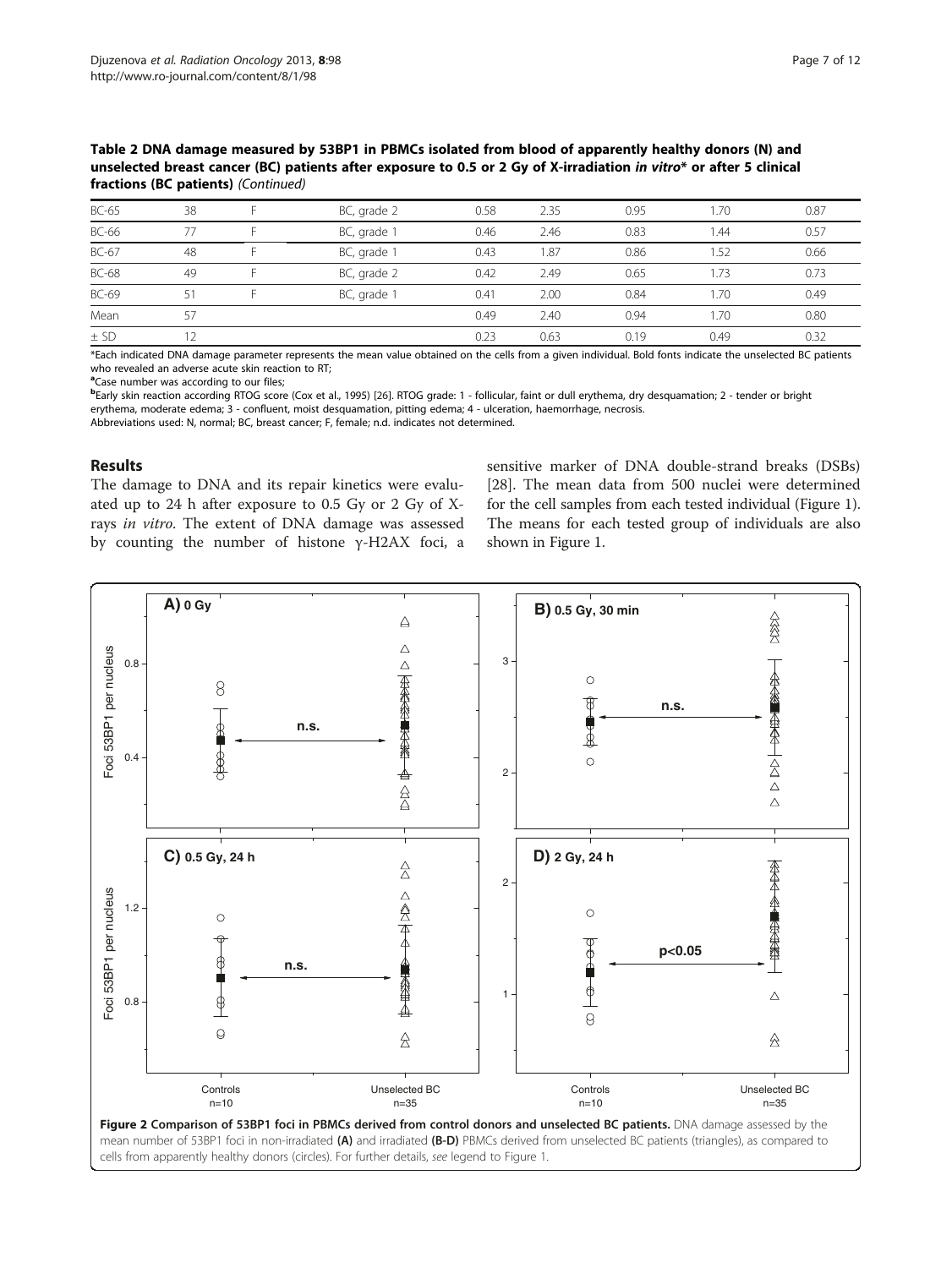**Table 2 DNA damage measured by 53BP1 in PBMCs isolated from blood of apparently healthy donors (N) and unselected breast cancer (BC) patients after exposure to 0.5 or 2 Gy of X-irradiation *in vitro*\* or after 5 clinical fractions (BC patients)** *(Continued)*

| | | | | | | | | |
|---|---|---|---|---|---|---|---|---|
| BC-65 | 38 | F | BC, grade 2 | 0.58 | 2.35 | 0.95 | 1.70 | 0.87 |
| BC-66 | 77 | F | BC, grade 1 | 0.46 | 2.46 | 0.83 | 1.44 | 0.57 |
| BC-67 | 48 | F | BC, grade 1 | 0.43 | 1.87 | 0.86 | 1.52 | 0.66 |
| BC-68 | 49 | F | BC, grade 2 | 0.42 | 2.49 | 0.65 | 1.73 | 0.73 |
| BC-69 | 51 | F | BC, grade 1 | 0.41 | 2.00 | 0.84 | 1.70 | 0.49 |
| Mean | 57 | | | 0.49 | 2.40 | 0.94 | 1.70 | 0.80 |
| ± SD | 12 | | | 0.23 | 0.63 | 0.19 | 0.49 | 0.32 |

\*Each indicated DNA damage parameter represents the mean value obtained on the cells from a given individual. Bold fonts indicate the unselected BC patients who revealed an adverse acute skin reaction to RT;
[a]Case number was according to our files;
[b]Early skin reaction according RTOG score (Cox et al., 1995) [26]. RTOG grade: 1 - follicular, faint or dull erythema, dry desquamation; 2 - tender or bright erythema, moderate edema; 3 - confluent, moist desquamation, pitting edema; 4 - ulceration, haemorrhage, necrosis.
Abbreviations used: N, normal; BC, breast cancer; F, female; n.d. indicates not determined.

## Results

The damage to DNA and its repair kinetics were evaluated up to 24 h after exposure to 0.5 Gy or 2 Gy of X-rays *in vitro*. The extent of DNA damage was assessed by counting the number of histone γ-H2AX foci, a sensitive marker of DNA double-strand breaks (DSBs) [28]. The mean data from 500 nuclei were determined for the cell samples from each tested individual (Figure 1). The means for each tested group of individuals are also shown in Figure 1.

**Figure 2 Comparison of 53BP1 foci in PBMCs derived from control donors and unselected BC patients.** DNA damage assessed by the mean number of 53BP1 foci in non-irradiated **(A)** and irradiated **(B-D)** PBMCs derived from unselected BC patients (triangles), as compared to cells from apparently healthy donors (circles). For further details, *see* legend to Figure 1.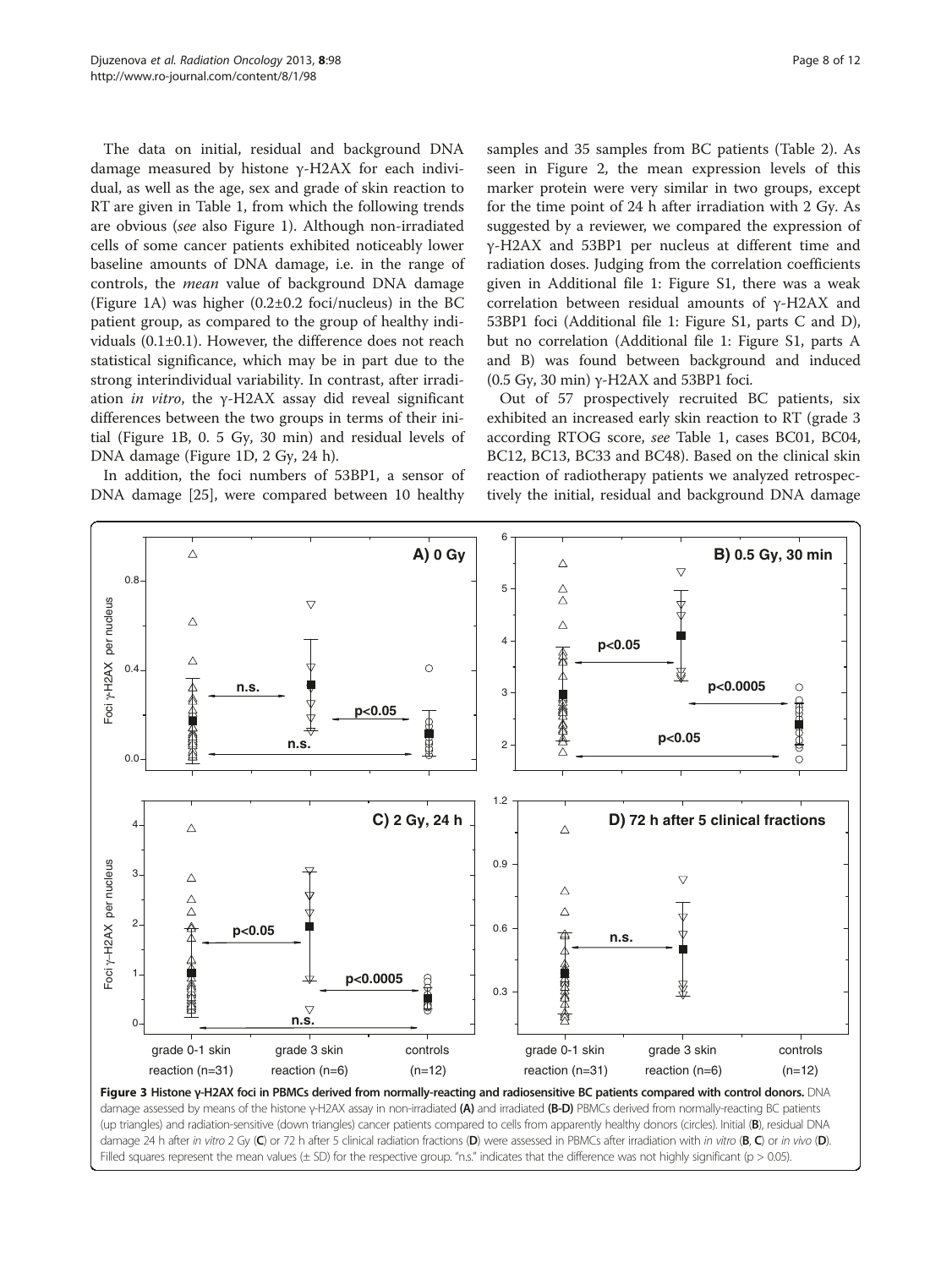The data on initial, residual and background DNA damage measured by histone γ-H2AX for each individual, as well as the age, sex and grade of skin reaction to RT are given in Table 1, from which the following trends are obvious (*see* also Figure 1). Although non-irradiated cells of some cancer patients exhibited noticeably lower baseline amounts of DNA damage, i.e. in the range of controls, the *mean* value of background DNA damage (Figure 1A) was higher (0.2±0.2 foci/nucleus) in the BC patient group, as compared to the group of healthy individuals (0.1±0.1). However, the difference does not reach statistical significance, which may be in part due to the strong interindividual variability. In contrast, after irradiation *in vitro*, the γ-H2AX assay did reveal significant differences between the two groups in terms of their initial (Figure 1B, 0. 5 Gy, 30 min) and residual levels of DNA damage (Figure 1D, 2 Gy, 24 h).

In addition, the foci numbers of 53BP1, a sensor of DNA damage [25], were compared between 10 healthy samples and 35 samples from BC patients (Table 2). As seen in Figure 2, the mean expression levels of this marker protein were very similar in two groups, except for the time point of 24 h after irradiation with 2 Gy. As suggested by a reviewer, we compared the expression of γ-H2AX and 53BP1 per nucleus at different time and radiation doses. Judging from the correlation coefficients given in Additional file 1: Figure S1, there was a weak correlation between residual amounts of γ-H2AX and 53BP1 foci (Additional file 1: Figure S1, parts C and D), but no correlation (Additional file 1: Figure S1, parts A and B) was found between background and induced (0.5 Gy, 30 min) γ-H2AX and 53BP1 foci.

Out of 57 prospectively recruited BC patients, six exhibited an increased early skin reaction to RT (grade 3 according RTOG score, *see* Table 1, cases BC01, BC04, BC12, BC13, BC33 and BC48). Based on the clinical skin reaction of radiotherapy patients we analyzed retrospectively the initial, residual and background DNA damage

**Figure 3 Histone γ-H2AX foci in PBMCs derived from normally-reacting and radiosensitive BC patients compared with control donors.** DNA damage assessed by means of the histone γ-H2AX assay in non-irradiated **(A)** and irradiated **(B-D)** PBMCs derived from normally-reacting BC patients (up triangles) and radiation-sensitive (down triangles) cancer patients compared to cells from apparently healthy donors (circles). Initial (**B**), residual DNA damage 24 h after *in vitro* 2 Gy (**C**) or 72 h after 5 clinical radiation fractions (**D**) were assessed in PBMCs after irradiation with *in vitro* (**B**, **C**) or *in vivo* (**D**). Filled squares represent the mean values (± SD) for the respective group. "n.s." indicates that the difference was not highly significant ($p > 0.05$).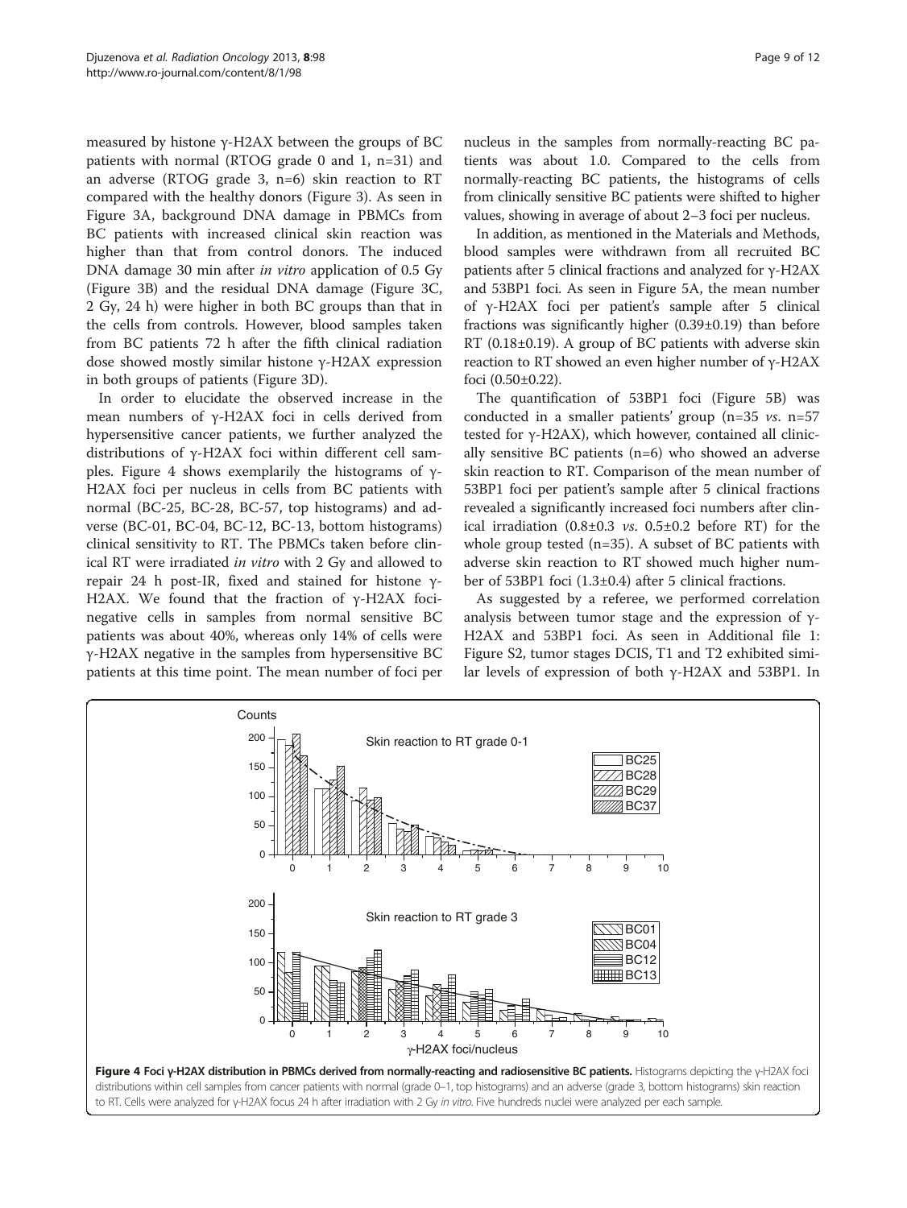measured by histone γ-H2AX between the groups of BC patients with normal (RTOG grade 0 and 1, n=31) and an adverse (RTOG grade 3, n=6) skin reaction to RT compared with the healthy donors (Figure 3). As seen in Figure 3A, background DNA damage in PBMCs from BC patients with increased clinical skin reaction was higher than that from control donors. The induced DNA damage 30 min after *in vitro* application of 0.5 Gy (Figure 3B) and the residual DNA damage (Figure 3C, 2 Gy, 24 h) were higher in both BC groups than that in the cells from controls. However, blood samples taken from BC patients 72 h after the fifth clinical radiation dose showed mostly similar histone γ-H2AX expression in both groups of patients (Figure 3D).

In order to elucidate the observed increase in the mean numbers of γ-H2AX foci in cells derived from hypersensitive cancer patients, we further analyzed the distributions of γ-H2AX foci within different cell samples. Figure 4 shows exemplarily the histograms of γ-H2AX foci per nucleus in cells from BC patients with normal (BC-25, BC-28, BC-57, top histograms) and adverse (BC-01, BC-04, BC-12, BC-13, bottom histograms) clinical sensitivity to RT. The PBMCs taken before clinical RT were irradiated *in vitro* with 2 Gy and allowed to repair 24 h post-IR, fixed and stained for histone γ-H2AX. We found that the fraction of γ-H2AX foci-negative cells in samples from normal sensitive BC patients was about 40%, whereas only 14% of cells were γ-H2AX negative in the samples from hypersensitive BC patients at this time point. The mean number of foci per nucleus in the samples from normally-reacting BC patients was about 1.0. Compared to the cells from normally-reacting BC patients, the histograms of cells from clinically sensitive BC patients were shifted to higher values, showing in average of about 2–3 foci per nucleus.

In addition, as mentioned in the Materials and Methods, blood samples were withdrawn from all recruited BC patients after 5 clinical fractions and analyzed for γ-H2AX and 53BP1 foci. As seen in Figure 5A, the mean number of γ-H2AX foci per patient's sample after 5 clinical fractions was significantly higher (0.39±0.19) than before RT (0.18±0.19). A group of BC patients with adverse skin reaction to RT showed an even higher number of γ-H2AX foci (0.50±0.22).

The quantification of 53BP1 foci (Figure 5B) was conducted in a smaller patients' group (n=35 *vs.* n=57 tested for γ-H2AX), which however, contained all clinically sensitive BC patients (n=6) who showed an adverse skin reaction to RT. Comparison of the mean number of 53BP1 foci per patient's sample after 5 clinical fractions revealed a significantly increased foci numbers after clinical irradiation (0.8±0.3 *vs.* 0.5±0.2 before RT) for the whole group tested (n=35). A subset of BC patients with adverse skin reaction to RT showed much higher number of 53BP1 foci (1.3±0.4) after 5 clinical fractions.

As suggested by a referee, we performed correlation analysis between tumor stage and the expression of γ-H2AX and 53BP1 foci. As seen in Additional file 1: Figure S2, tumor stages DCIS, T1 and T2 exhibited similar levels of expression of both γ-H2AX and 53BP1. In

**Figure 4 Foci γ-H2AX distribution in PBMCs derived from normally-reacting and radiosensitive BC patients.** Histograms depicting the γ-H2AX foci distributions within cell samples from cancer patients with normal (grade 0–1, top histograms) and an adverse (grade 3, bottom histograms) skin reaction to RT. Cells were analyzed for γ-H2AX focus 24 h after irradiation with 2 Gy *in vitro*. Five hundreds nuclei were analyzed per each sample.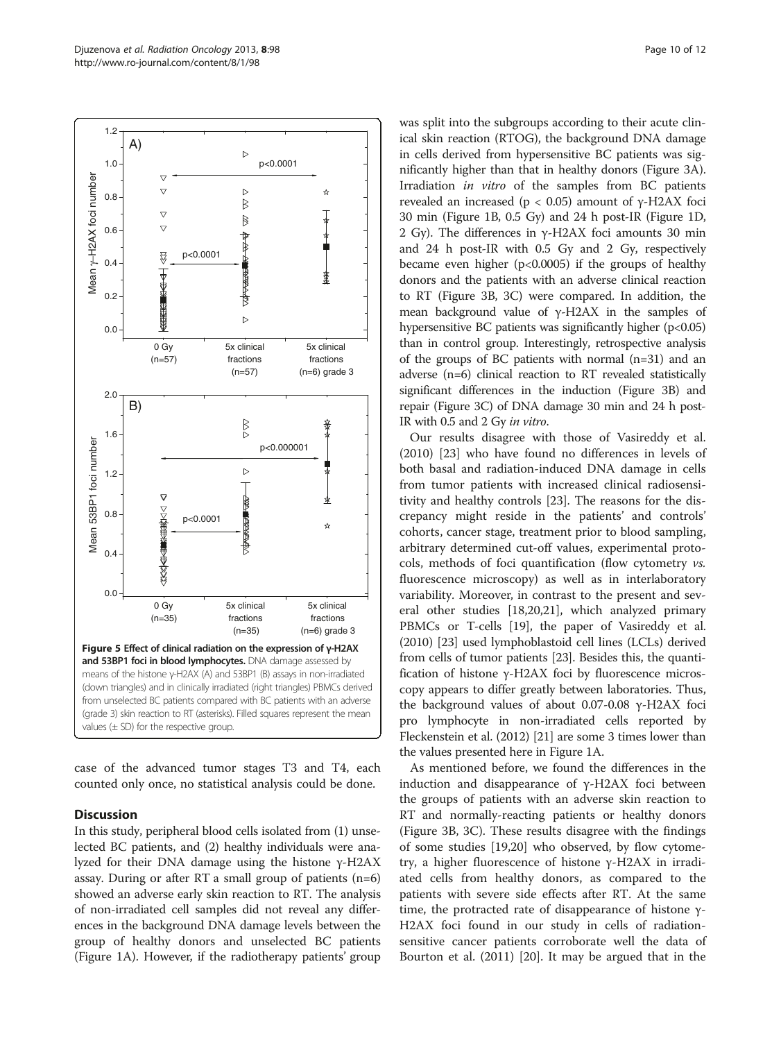Figure 5 Effect of clinical radiation on the expression of γ-H2AX and 53BP1 foci in blood lymphocytes. DNA damage assessed by means of the histone γ-H2AX (A) and 53BP1 (B) assays in non-irradiated (down triangles) and in clinically irradiated (right triangles) PBMCs derived from unselected BC patients compared with BC patients with an adverse (grade 3) skin reaction to RT (asterisks). Filled squares represent the mean values (± SD) for the respective group.

case of the advanced tumor stages T3 and T4, each counted only once, no statistical analysis could be done.

## Discussion

In this study, peripheral blood cells isolated from (1) unselected BC patients, and (2) healthy individuals were analyzed for their DNA damage using the histone γ-H2AX assay. During or after RT a small group of patients (n=6) showed an adverse early skin reaction to RT. The analysis of non-irradiated cell samples did not reveal any differences in the background DNA damage levels between the group of healthy donors and unselected BC patients (Figure 1A). However, if the radiotherapy patients' group was split into the subgroups according to their acute clinical skin reaction (RTOG), the background DNA damage in cells derived from hypersensitive BC patients was significantly higher than that in healthy donors (Figure 3A). Irradiation *in vitro* of the samples from BC patients revealed an increased ($p < 0.05$) amount of γ-H2AX foci 30 min (Figure 1B, 0.5 Gy) and 24 h post-IR (Figure 1D, 2 Gy). The differences in γ-H2AX foci amounts 30 min and 24 h post-IR with 0.5 Gy and 2 Gy, respectively became even higher ($p<0.0005$) if the groups of healthy donors and the patients with an adverse clinical reaction to RT (Figure 3B, 3C) were compared. In addition, the mean background value of γ-H2AX in the samples of hypersensitive BC patients was significantly higher ($p<0.05$) than in control group. Interestingly, retrospective analysis of the groups of BC patients with normal (n=31) and an adverse (n=6) clinical reaction to RT revealed statistically significant differences in the induction (Figure 3B) and repair (Figure 3C) of DNA damage 30 min and 24 h post-IR with 0.5 and 2 Gy *in vitro*.

Our results disagree with those of Vasireddy et al. (2010) [23] who have found no differences in levels of both basal and radiation-induced DNA damage in cells from tumor patients with increased clinical radiosensitivity and healthy controls [23]. The reasons for the discrepancy might reside in the patients' and controls' cohorts, cancer stage, treatment prior to blood sampling, arbitrary determined cut-off values, experimental protocols, methods of foci quantification (flow cytometry *vs.* fluorescence microscopy) as well as in interlaboratory variability. Moreover, in contrast to the present and several other studies [18,20,21], which analyzed primary PBMCs or T-cells [19], the paper of Vasireddy et al. (2010) [23] used lymphoblastoid cell lines (LCLs) derived from cells of tumor patients [23]. Besides this, the quantification of histone γ-H2AX foci by fluorescence microscopy appears to differ greatly between laboratories. Thus, the background values of about 0.07-0.08 γ-H2AX foci pro lymphocyte in non-irradiated cells reported by Fleckenstein et al. (2012) [21] are some 3 times lower than the values presented here in Figure 1A.

As mentioned before, we found the differences in the induction and disappearance of γ-H2AX foci between the groups of patients with an adverse skin reaction to RT and normally-reacting patients or healthy donors (Figure 3B, 3C). These results disagree with the findings of some studies [19,20] who observed, by flow cytometry, a higher fluorescence of histone γ-H2AX in irradiated cells from healthy donors, as compared to the patients with severe side effects after RT. At the same time, the protracted rate of disappearance of histone γ-H2AX foci found in our study in cells of radiation-sensitive cancer patients corroborate well the data of Bourton et al. (2011) [20]. It may be argued that in the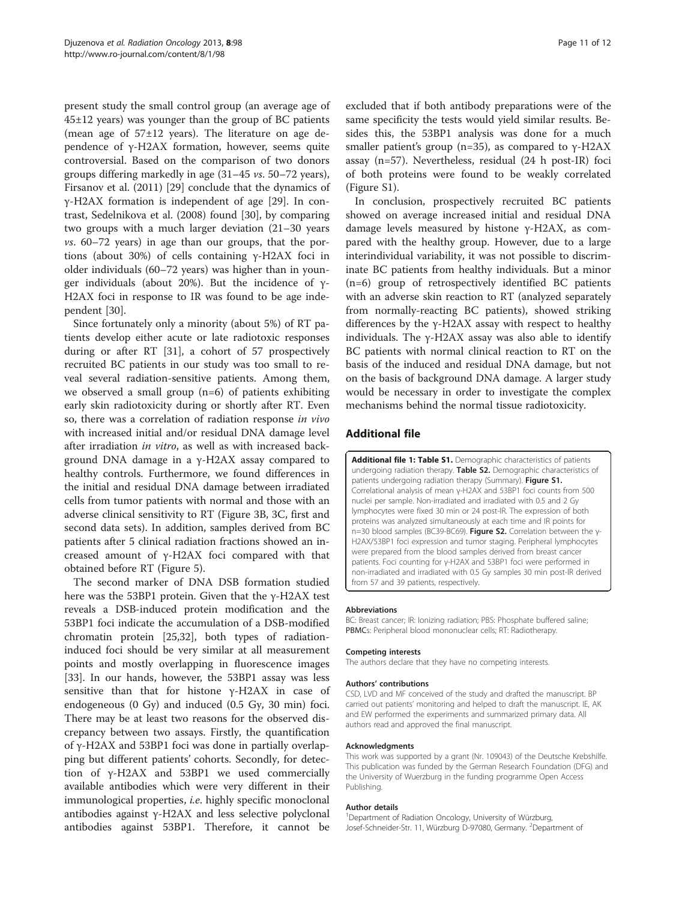present study the small control group (an average age of 45±12 years) was younger than the group of BC patients (mean age of 57±12 years). The literature on age dependence of γ-H2AX formation, however, seems quite controversial. Based on the comparison of two donors groups differing markedly in age (31–45 *vs.* 50–72 years), Firsanov et al. (2011) [29] conclude that the dynamics of γ-H2AX formation is independent of age [29]. In contrast, Sedelnikova et al. (2008) found [30], by comparing two groups with a much larger deviation (21–30 years *vs.* 60–72 years) in age than our groups, that the portions (about 30%) of cells containing γ-H2AX foci in older individuals (60–72 years) was higher than in younger individuals (about 20%). But the incidence of γ-H2AX foci in response to IR was found to be age independent [30].

Since fortunately only a minority (about 5%) of RT patients develop either acute or late radiotoxic responses during or after RT [31], a cohort of 57 prospectively recruited BC patients in our study was too small to reveal several radiation-sensitive patients. Among them, we observed a small group (n=6) of patients exhibiting early skin radiotoxicity during or shortly after RT. Even so, there was a correlation of radiation response *in vivo* with increased initial and/or residual DNA damage level after irradiation *in vitro*, as well as with increased background DNA damage in a γ-H2AX assay compared to healthy controls. Furthermore, we found differences in the initial and residual DNA damage between irradiated cells from tumor patients with normal and those with an adverse clinical sensitivity to RT (Figure 3B, 3C, first and second data sets). In addition, samples derived from BC patients after 5 clinical radiation fractions showed an increased amount of γ-H2AX foci compared with that obtained before RT (Figure 5).

The second marker of DNA DSB formation studied here was the 53BP1 protein. Given that the γ-H2AX test reveals a DSB-induced protein modification and the 53BP1 foci indicate the accumulation of a DSB-modified chromatin protein [25,32], both types of radiation-induced foci should be very similar at all measurement points and mostly overlapping in fluorescence images [33]. In our hands, however, the 53BP1 assay was less sensitive than that for histone γ-H2AX in case of endogeneous (0 Gy) and induced (0.5 Gy, 30 min) foci. There may be at least two reasons for the observed discrepancy between two assays. Firstly, the quantification of γ-H2AX and 53BP1 foci was done in partially overlapping but different patients' cohorts. Secondly, for detection of γ-H2AX and 53BP1 we used commercially available antibodies which were very different in their immunological properties, *i.e.* highly specific monoclonal antibodies against γ-H2AX and less selective polyclonal antibodies against 53BP1. Therefore, it cannot be excluded that if both antibody preparations were of the same specificity the tests would yield similar results. Besides this, the 53BP1 analysis was done for a much smaller patient's group (n=35), as compared to γ-H2AX assay (n=57). Nevertheless, residual (24 h post-IR) foci of both proteins were found to be weakly correlated (Figure S1).

In conclusion, prospectively recruited BC patients showed on average increased initial and residual DNA damage levels measured by histone γ-H2AX, as compared with the healthy group. However, due to a large interindividual variability, it was not possible to discriminate BC patients from healthy individuals. But a minor (n=6) group of retrospectively identified BC patients with an adverse skin reaction to RT (analyzed separately from normally-reacting BC patients), showed striking differences by the γ-H2AX assay with respect to healthy individuals. The γ-H2AX assay was also able to identify BC patients with normal clinical reaction to RT on the basis of the induced and residual DNA damage, but not on the basis of background DNA damage. A larger study would be necessary in order to investigate the complex mechanisms behind the normal tissue radiotoxicity.

## Additional file

**Additional file 1: Table S1.** Demographic characteristics of patients undergoing radiation therapy. **Table S2.** Demographic characteristics of patients undergoing radiation therapy (Summary). **Figure S1.** Correlational analysis of mean γ-H2AX and 53BP1 foci counts from 500 nuclei per sample. Non-irradiated and irradiated with 0.5 and 2 Gy lymphocytes were fixed 30 min or 24 post-IR. The expression of both proteins was analyzed simultaneously at each time and IR points for n=30 blood samples (BC39-BC69). **Figure S2.** Correlation between the γ-H2AX/53BP1 foci expression and tumor staging. Peripheral lymphocytes were prepared from the blood samples derived from breast cancer patients. Foci counting for γ-H2AX and 53BP1 foci were performed in non-irradiated and irradiated with 0.5 Gy samples 30 min post-IR derived from 57 and 39 patients, respectively.

#### Abbreviations

BC: Breast cancer; IR: Ionizing radiation; PBS: Phosphate buffered saline; PBMCs: Peripheral blood mononuclear cells; RT: Radiotherapy.

#### Competing interests

The authors declare that they have no competing interests.

#### Authors' contributions

CSD, LVD and MF conceived of the study and drafted the manuscript. BP carried out patients' monitoring and helped to draft the manuscript. IE, AK and EW performed the experiments and summarized primary data. All authors read and approved the final manuscript.

#### Acknowledgments

This work was supported by a grant (Nr. 109043) of the Deutsche Krebshilfe. This publication was funded by the German Research Foundation (DFG) and the University of Wuerzburg in the funding programme Open Access Publishing.

#### Author details

[1]Department of Radiation Oncology, University of Würzburg, Josef-Schneider-Str. 11, Würzburg D-97080, Germany. [2]Department of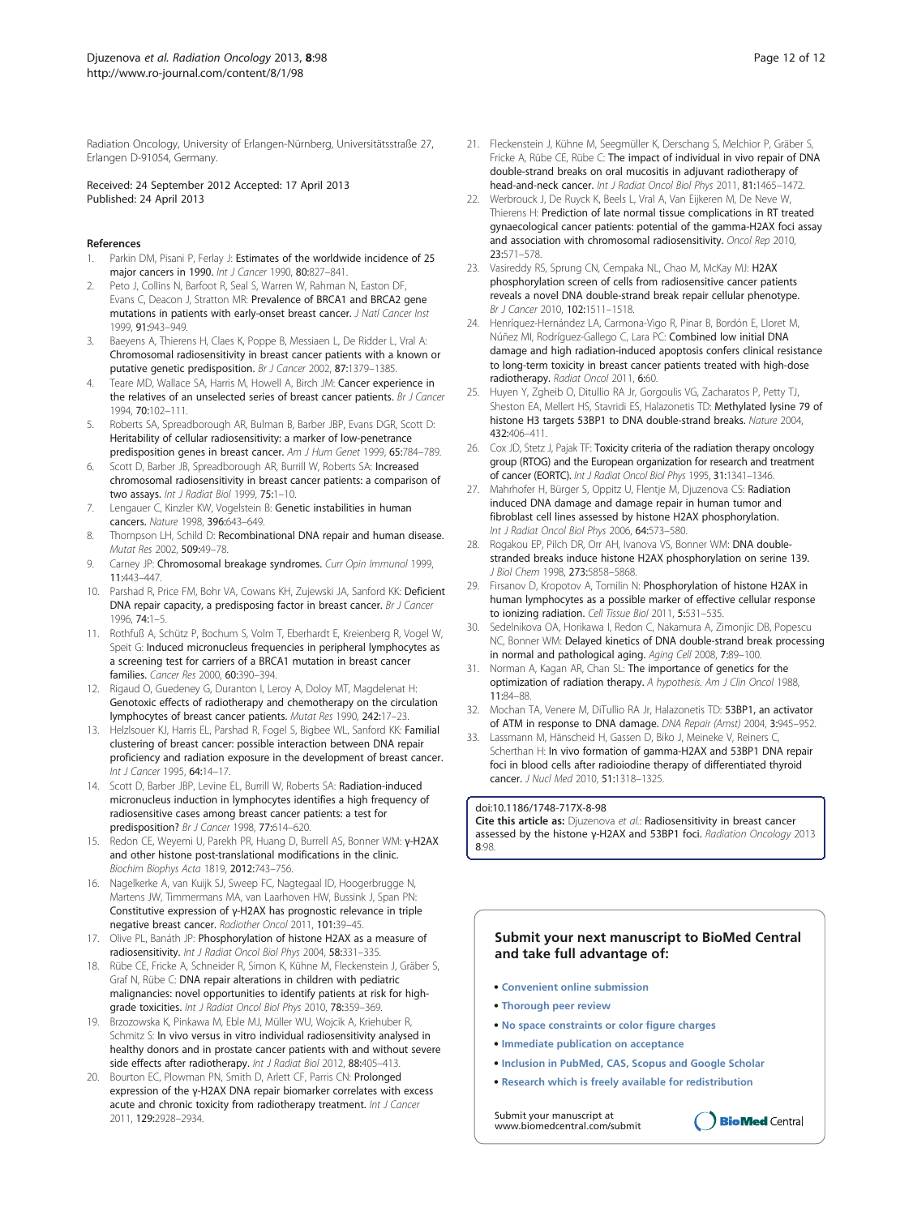Radiation Oncology, University of Erlangen-Nürnberg, Universitätsstraße 27, Erlangen D-91054, Germany.

Received: 24 September 2012 Accepted: 17 April 2013
Published: 24 April 2013

## References

1. Parkin DM, Pisani P, Ferlay J: **Estimates of the worldwide incidence of 25 major cancers in 1990.** *Int J Cancer* 1990, **80:**827–841.
2. Peto J, Collins N, Barfoot R, Seal S, Warren W, Rahman N, Easton DF, Evans C, Deacon J, Stratton MR: **Prevalence of BRCA1 and BRCA2 gene mutations in patients with early-onset breast cancer.** *J Natl Cancer Inst* 1999, **91:**943–949.
3. Baeyens A, Thierens H, Claes K, Poppe B, Messiaen L, De Ridder L, Vral A: **Chromosomal radiosensitivity in breast cancer patients with a known or putative genetic predisposition.** *Br J Cancer* 2002, **87:**1379–1385.
4. Teare MD, Wallace SA, Harris M, Howell A, Birch JM: **Cancer experience in the relatives of an unselected series of breast cancer patients.** *Br J Cancer* 1994, **70:**102–111.
5. Roberts SA, Spreadborough AR, Bulman B, Barber JBP, Evans DGR, Scott D: **Heritability of cellular radiosensitivity: a marker of low-penetrance predisposition genes in breast cancer.** *Am J Hum Genet* 1999, **65:**784–789.
6. Scott D, Barber JB, Spreadborough AR, Burrill W, Roberts SA: **Increased chromosomal radiosensitivity in breast cancer patients: a comparison of two assays.** *Int J Radiat Biol* 1999, **75:**1–10.
7. Lengauer C, Kinzler KW, Vogelstein B: **Genetic instabilities in human cancers.** *Nature* 1998, **396:**643–649.
8. Thompson LH, Schild D: **Recombinational DNA repair and human disease.** *Mutat Res* 2002, **509:**49–78.
9. Carney JP: **Chromosomal breakage syndromes.** *Curr Opin Immunol* 1999, **11:**443–447.
10. Parshad R, Price FM, Bohr VA, Cowans KH, Zujewski JA, Sanford KK: **Deficient DNA repair capacity, a predisposing factor in breast cancer.** *Br J Cancer* 1996, **74:**1–5.
11. Rothfuß A, Schütz P, Bochum S, Volm T, Eberhardt E, Kreienberg R, Vogel W, Speit G: **Induced micronucleus frequencies in peripheral lymphocytes as a screening test for carriers of a BRCA1 mutation in breast cancer families.** *Cancer Res* 2000, **60:**390–394.
12. Rigaud O, Guedeney G, Duranton I, Leroy A, Doloy MT, Magdelenat H: **Genotoxic effects of radiotherapy and chemotherapy on the circulation lymphocytes of breast cancer patients.** *Mutat Res* 1990, **242:**17–23.
13. Helzlsouer KJ, Harris EL, Parshad R, Fogel S, Bigbee WL, Sanford KK: **Familial clustering of breast cancer: possible interaction between DNA repair proficiency and radiation exposure in the development of breast cancer.** *Int J Cancer* 1995, **64:**14–17.
14. Scott D, Barber JBP, Levine EL, Burrill W, Roberts SA: **Radiation-induced micronucleus induction in lymphocytes identifies a high frequency of radiosensitive cases among breast cancer patients: a test for predisposition?** *Br J Cancer* 1998, **77:**614–620.
15. Redon CE, Weyemi U, Parekh PR, Huang D, Burrell AS, Bonner WM: **γ-H2AX and other histone post-translational modifications in the clinic.** *Biochim Biophys Acta* 1819, **2012:**743–756.
16. Nagelkerke A, van Kuijk SJ, Sweep FC, Nagtegaal ID, Hoogerbrugge N, Martens JW, Timmermans MA, van Laarhoven HW, Bussink J, Span PN: **Constitutive expression of γ-H2AX has prognostic relevance in triple negative breast cancer.** *Radiother Oncol* 2011, **101:**39–45.
17. Olive PL, Banáth JP: **Phosphorylation of histone H2AX as a measure of radiosensitivity.** *Int J Radiat Oncol Biol Phys* 2004, **58:**331–335.
18. Rübe CE, Fricke A, Schneider R, Simon K, Kühne M, Fleckenstein J, Gräber S, Graf N, Rübe C: **DNA repair alterations in children with pediatric malignancies: novel opportunities to identify patients at risk for high-grade toxicities.** *Int J Radiat Oncol Biol Phys* 2010, **78:**359–369.
19. Brzozowska K, Pinkawa M, Eble MJ, Müller WU, Wojcik A, Kriehuber R, Schmitz S: **In vivo versus in vitro individual radiosensitivity analysed in healthy donors and in prostate cancer patients with and without severe side effects after radiotherapy.** *Int J Radiat Biol* 2012, **88:**405–413.
20. Bourton EC, Plowman PN, Smith D, Arlett CF, Parris CN: **Prolonged expression of the γ-H2AX DNA repair biomarker correlates with excess acute and chronic toxicity from radiotherapy treatment.** *Int J Cancer* 2011, **129:**2928–2934.
21. Fleckenstein J, Kühne M, Seegmüller K, Derschang S, Melchior P, Gräber S, Fricke A, Rübe CE, Rübe C: **The impact of individual in vivo repair of DNA double-strand breaks on oral mucositis in adjuvant radiotherapy of head-and-neck cancer.** *Int J Radiat Oncol Biol Phys* 2011, **81:**1465–1472.
22. Werbrouck J, De Ruyck K, Beels L, Vral A, Van Eijkeren M, De Neve W, Thierens H: **Prediction of late normal tissue complications in RT treated gynaecological cancer patients: potential of the gamma-H2AX foci assay and association with chromosomal radiosensitivity.** *Oncol Rep* 2010, **23:**571–578.
23. Vasireddy RS, Sprung CN, Cempaka NL, Chao M, McKay MJ: **H2AX phosphorylation screen of cells from radiosensitive cancer patients reveals a novel DNA double-strand break repair cellular phenotype.** *Br J Cancer* 2010, **102:**1511–1518.
24. Henríquez-Hernández LA, Carmona-Vigo R, Pinar B, Bordón E, Lloret M, Núñez MI, Rodríguez-Gallego C, Lara PC: **Combined low initial DNA damage and high radiation-induced apoptosis confers clinical resistance to long-term toxicity in breast cancer patients treated with high-dose radiotherapy.** *Radiat Oncol* 2011, **6:**60.
25. Huyen Y, Zgheib O, Ditullio RA Jr, Gorgoulis VG, Zacharatos P, Petty TJ, Sheston EA, Mellert HS, Stavridi ES, Halazonetis TD: **Methylated lysine 79 of histone H3 targets 53BP1 to DNA double-strand breaks.** *Nature* 2004, **432:**406–411.
26. Cox JD, Stetz J, Pajak TF: **Toxicity criteria of the radiation therapy oncology group (RTOG) and the European organization for research and treatment of cancer (EORTC).** *Int J Radiat Oncol Biol Phys* 1995, **31:**1341–1346.
27. Mahrhofer H, Bürger S, Oppitz U, Flentje M, Djuzenova CS: **Radiation induced DNA damage and damage repair in human tumor and fibroblast cell lines assessed by histone H2AX phosphorylation.** *Int J Radiat Oncol Biol Phys* 2006, **64:**573–580.
28. Rogakou EP, Pilch DR, Orr AH, Ivanova VS, Bonner WM: **DNA double-stranded breaks induce histone H2AX phosphorylation on serine 139.** *J Biol Chem* 1998, **273:**5858–5868.
29. Firsanov D, Kropotov A, Tomilin N: **Phosphorylation of histone H2AX in human lymphocytes as a possible marker of effective cellular response to ionizing radiation.** *Cell Tissue Biol* 2011, **5:**531–535.
30. Sedelnikova OA, Horikawa I, Redon C, Nakamura A, Zimonjic DB, Popescu NC, Bonner WM: **Delayed kinetics of DNA double-strand break processing in normal and pathological aging.** *Aging Cell* 2008, **7:**89–100.
31. Norman A, Kagan AR, Chan SL: **The importance of genetics for the optimization of radiation therapy.** *A hypothesis. Am J Clin Oncol* 1988, **11:**84–88.
32. Mochan TA, Venere M, DiTullio RA Jr, Halazonetis TD: **53BP1, an activator of ATM in response to DNA damage.** *DNA Repair (Amst)* 2004, **3:**945–952.
33. Lassmann M, Hänscheid H, Gassen D, Biko J, Meineke V, Reiners C, Scherthan H: **In vivo formation of gamma-H2AX and 53BP1 DNA repair foci in blood cells after radioiodine therapy of differentiated thyroid cancer.** *J Nucl Med* 2010, **51:**1318–1325.

doi:10.1186/1748-717X-8-98
**Cite this article as:** Djuzenova *et al.*: Radiosensitivity in breast cancer assessed by the histone γ-H2AX and 53BP1 foci. *Radiation Oncology* 2013 **8**:98.

**Submit your next manuscript to BioMed Central and take full advantage of:**

- **Convenient online submission**
- **Thorough peer review**
- **No space constraints or color figure charges**
- **Immediate publication on acceptance**
- **Inclusion in PubMed, CAS, Scopus and Google Scholar**
- **Research which is freely available for redistribution**

Submit your manuscript at
www.biomedcentral.com/submit